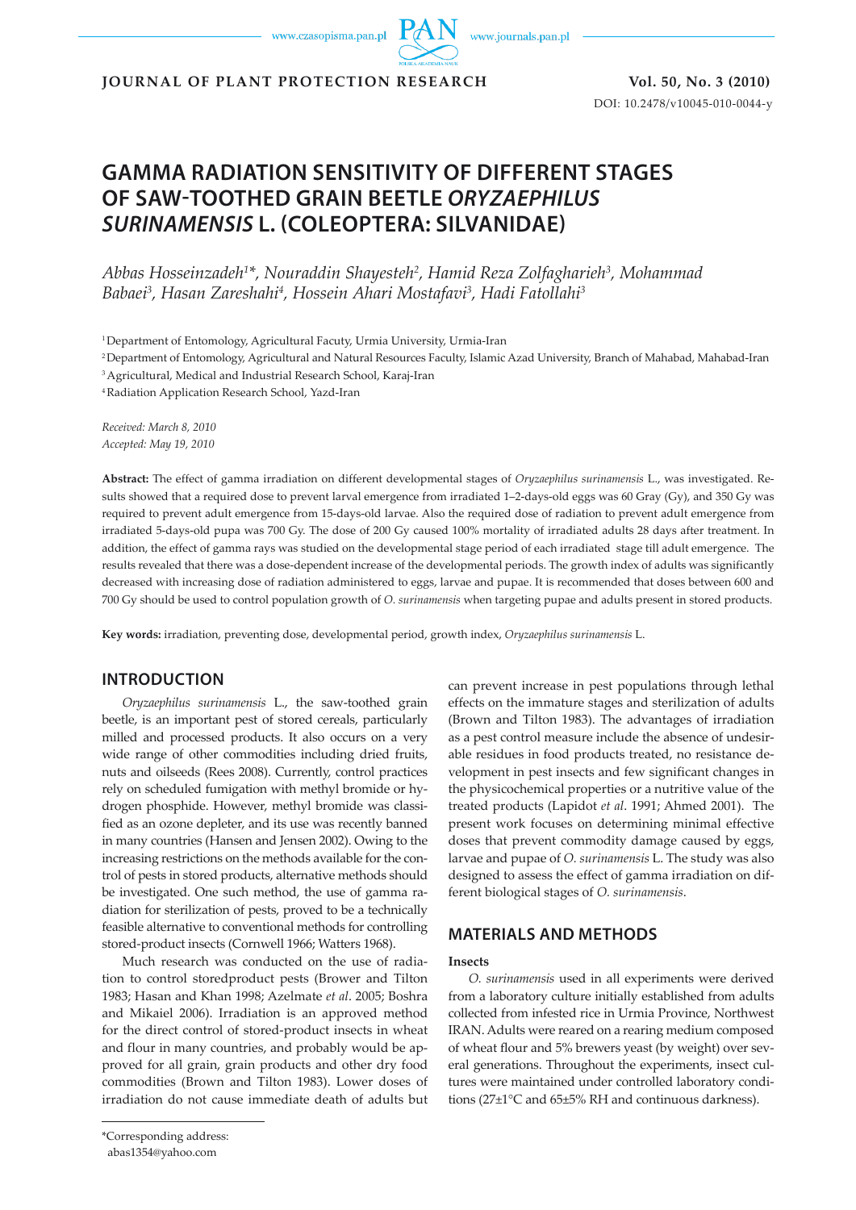# GAMMA RADIATION SENSITIVITY OF DIFFERENT STAGES OF SAW-TOOTHED GRAIN BEETLE *ORYZAEPHILUS SURINAMENSIS* L. (COLEOPTERA: SILVANIDAE)

*Abbas Hosseinzadeh[1]\*, Nouraddin Shayesteh[2], Hamid Reza Zolfagharieh[3], Mohammad Babaei[3], Hasan Zareshahi[4], Hossein Ahari Mostafavi[3], Hadi Fatollahi[3]*

[1] Department of Entomology, Agricultural Facuty, Urmia University, Urmia-Iran

[2] Department of Entomology, Agricultural and Natural Resources Faculty, Islamic Azad University, Branch of Mahabad, Mahabad-Iran

[3] Agricultural, Medical and Industrial Research School, Karaj-Iran

[4] Radiation Application Research School, Yazd-Iran

*Received: March 8, 2010*
*Accepted: May 19, 2010*

**Abstract:** The effect of gamma irradiation on different developmental stages of *Oryzaephilus surinamensis* L., was investigated. Results showed that a required dose to prevent larval emergence from irradiated 1–2-days-old eggs was 60 Gray (Gy), and 350 Gy was required to prevent adult emergence from 15-days-old larvae. Also the required dose of radiation to prevent adult emergence from irradiated 5-days-old pupa was 700 Gy. The dose of 200 Gy caused 100% mortality of irradiated adults 28 days after treatment. In addition, the effect of gamma rays was studied on the developmental stage period of each irradiated stage till adult emergence. The results revealed that there was a dose-dependent increase of the developmental periods. The growth index of adults was significantly decreased with increasing dose of radiation administered to eggs, larvae and pupae. It is recommended that doses between 600 and 700 Gy should be used to control population growth of *O. surinamensis* when targeting pupae and adults present in stored products.

**Key words:** irradiation, preventing dose, developmental period, growth index, *Oryzaephilus surinamensis* L.

## INTRODUCTION

*Oryzaephilus surinamensis* L., the saw-toothed grain beetle, is an important pest of stored cereals, particularly milled and processed products. It also occurs on a very wide range of other commodities including dried fruits, nuts and oilseeds (Rees 2008). Currently, control practices rely on scheduled fumigation with methyl bromide or hydrogen phosphide. However, methyl bromide was classified as an ozone depleter, and its use was recently banned in many countries (Hansen and Jensen 2002). Owing to the increasing restrictions on the methods available for the control of pests in stored products, alternative methods should be investigated. One such method, the use of gamma radiation for sterilization of pests, proved to be a technically feasible alternative to conventional methods for controlling stored-product insects (Cornwell 1966; Watters 1968).

Much research was conducted on the use of radiation to control storedproduct pests (Brower and Tilton 1983; Hasan and Khan 1998; Azelmate *et al*. 2005; Boshra and Mikaiel 2006). Irradiation is an approved method for the direct control of stored-product insects in wheat and flour in many countries, and probably would be approved for all grain, grain products and other dry food commodities (Brown and Tilton 1983). Lower doses of irradiation do not cause immediate death of adults but can prevent increase in pest populations through lethal effects on the immature stages and sterilization of adults (Brown and Tilton 1983). The advantages of irradiation as a pest control measure include the absence of undesirable residues in food products treated, no resistance development in pest insects and few significant changes in the physicochemical properties or a nutritive value of the treated products (Lapidot *et al*. 1991; Ahmed 2001). The present work focuses on determining minimal effective doses that prevent commodity damage caused by eggs, larvae and pupae of *O. surinamensis* L. The study was also designed to assess the effect of gamma irradiation on different biological stages of *O. surinamensis*.

## MATERIALS AND METHODS

### Insects

*O. surinamensis* used in all experiments were derived from a laboratory culture initially established from adults collected from infested rice in Urmia Province, Northwest IRAN. Adults were reared on a rearing medium composed of wheat flour and 5% brewers yeast (by weight) over several generations. Throughout the experiments, insect cultures were maintained under controlled laboratory conditions (27±1°C and 65±5% RH and continuous darkness).

\*Corresponding address:
abas1354@yahoo.com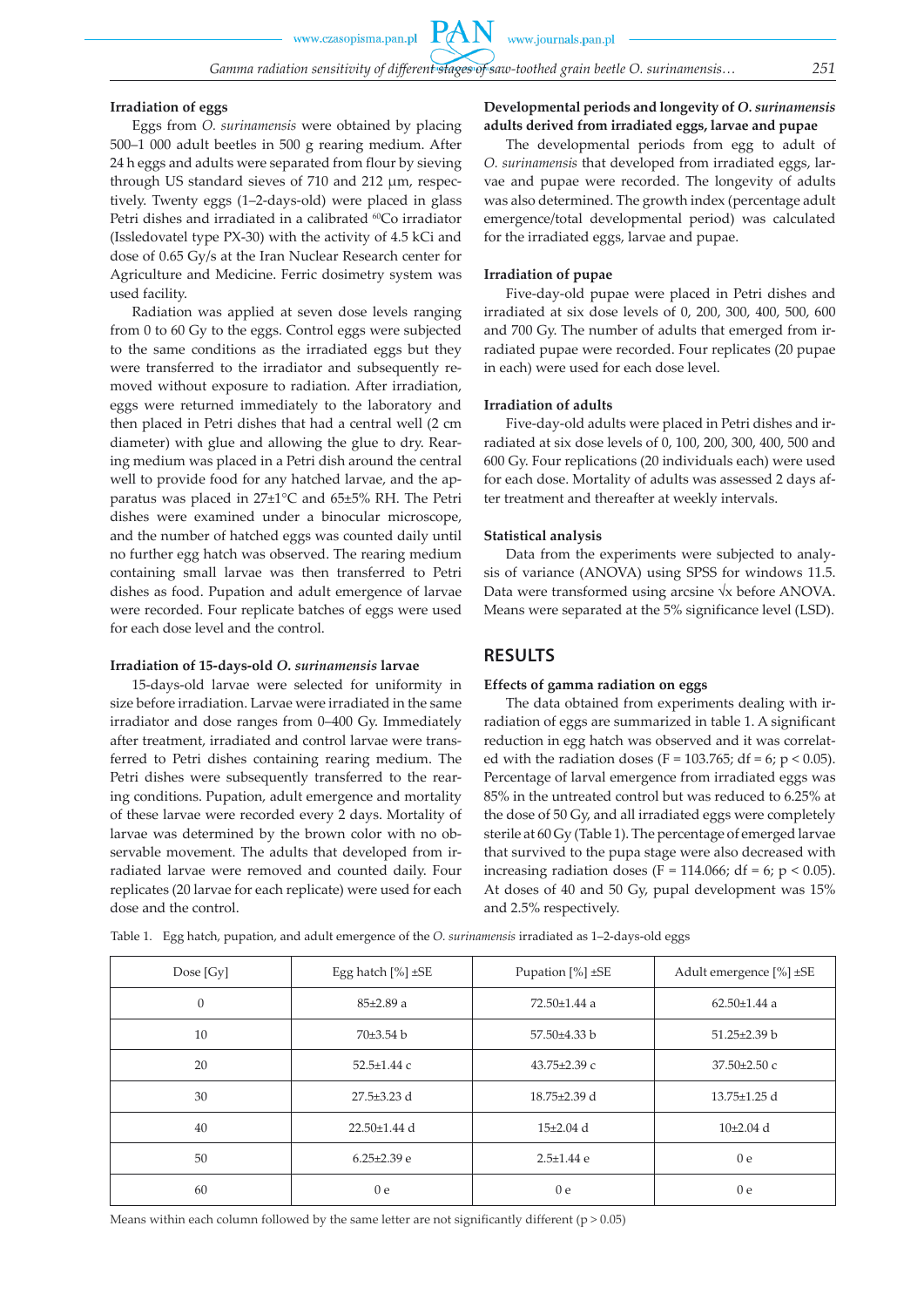### Irradiation of eggs

Eggs from *O. surinamensis* were obtained by placing 500–1 000 adult beetles in 500 g rearing medium. After 24 h eggs and adults were separated from flour by sieving through US standard sieves of 710 and 212 µm, respectively. Twenty eggs (1–2-days-old) were placed in glass Petri dishes and irradiated in a calibrated $^{60}Co$ irradiator (Issledovatel type PX-30) with the activity of 4.5 kCi and dose of 0.65 Gy/s at the Iran Nuclear Research center for Agriculture and Medicine. Ferric dosimetry system was used facility.

Radiation was applied at seven dose levels ranging from 0 to 60 Gy to the eggs. Control eggs were subjected to the same conditions as the irradiated eggs but they were transferred to the irradiator and subsequently removed without exposure to radiation. After irradiation, eggs were returned immediately to the laboratory and then placed in Petri dishes that had a central well (2 cm diameter) with glue and allowing the glue to dry. Rearing medium was placed in a Petri dish around the central well to provide food for any hatched larvae, and the apparatus was placed in 27±1°C and 65±5% RH. The Petri dishes were examined under a binocular microscope, and the number of hatched eggs was counted daily until no further egg hatch was observed. The rearing medium containing small larvae was then transferred to Petri dishes as food. Pupation and adult emergence of larvae were recorded. Four replicate batches of eggs were used for each dose level and the control.

### Irradiation of 15-days-old *O. surinamensis* larvae

15-days-old larvae were selected for uniformity in size before irradiation. Larvae were irradiated in the same irradiator and dose ranges from 0–400 Gy. Immediately after treatment, irradiated and control larvae were transferred to Petri dishes containing rearing medium. The Petri dishes were subsequently transferred to the rearing conditions. Pupation, adult emergence and mortality of these larvae were recorded every 2 days. Mortality of larvae was determined by the brown color with no observable movement. The adults that developed from irradiated larvae were removed and counted daily. Four replicates (20 larvae for each replicate) were used for each dose and the control.

### Developmental periods and longevity of *O. surinamensis* adults derived from irradiated eggs, larvae and pupae

The developmental periods from egg to adult of *O. surinamensis* that developed from irradiated eggs, larvae and pupae were recorded. The longevity of adults was also determined. The growth index (percentage adult emergence/total developmental period) was calculated for the irradiated eggs, larvae and pupae.

### Irradiation of pupae

Five-day-old pupae were placed in Petri dishes and irradiated at six dose levels of 0, 200, 300, 400, 500, 600 and 700 Gy. The number of adults that emerged from irradiated pupae were recorded. Four replicates (20 pupae in each) were used for each dose level.

### Irradiation of adults

Five-day-old adults were placed in Petri dishes and irradiated at six dose levels of 0, 100, 200, 300, 400, 500 and 600 Gy. Four replications (20 individuals each) were used for each dose. Mortality of adults was assessed 2 days after treatment and thereafter at weekly intervals.

### Statistical analysis

Data from the experiments were subjected to analysis of variance (ANOVA) using SPSS for windows 11.5. Data were transformed using arcsine $\sqrt{x}$ before ANOVA. Means were separated at the 5% significance level (LSD).

## RESULTS

### Effects of gamma radiation on eggs

The data obtained from experiments dealing with irradiation of eggs are summarized in table 1. A significant reduction in egg hatch was observed and it was correlated with the radiation doses ($F = 103.765$; $df = 6$; $p < 0.05$). Percentage of larval emergence from irradiated eggs was 85% in the untreated control but was reduced to 6.25% at the dose of 50 Gy, and all irradiated eggs were completely sterile at 60 Gy (Table 1). The percentage of emerged larvae that survived to the pupa stage were also decreased with increasing radiation doses ($F = 114.066$; $df = 6$; $p < 0.05$). At doses of 40 and 50 Gy, pupal development was 15% and 2.5% respectively.

Table 1. Egg hatch, pupation, and adult emergence of the *O. surinamensis* irradiated as 1–2-days-old eggs

| Dose [Gy] | Egg hatch [%] ±SE | Pupation [%] ±SE | Adult emergence [%] ±SE |
|---|---|---|---|
| 0 | 85±2.89 a | 72.50±1.44 a | 62.50±1.44 a |
| 10 | 70±3.54 b | 57.50±4.33 b | 51.25±2.39 b |
| 20 | 52.5±1.44 c | 43.75±2.39 c | 37.50±2.50 c |
| 30 | 27.5±3.23 d | 18.75±2.39 d | 13.75±1.25 d |
| 40 | 22.50±1.44 d | 15±2.04 d | 10±2.04 d |
| 50 | 6.25±2.39 e | 2.5±1.44 e | 0 e |
| 60 | 0 e | 0 e | 0 e |

Means within each column followed by the same letter are not significantly different ($p > 0.05$)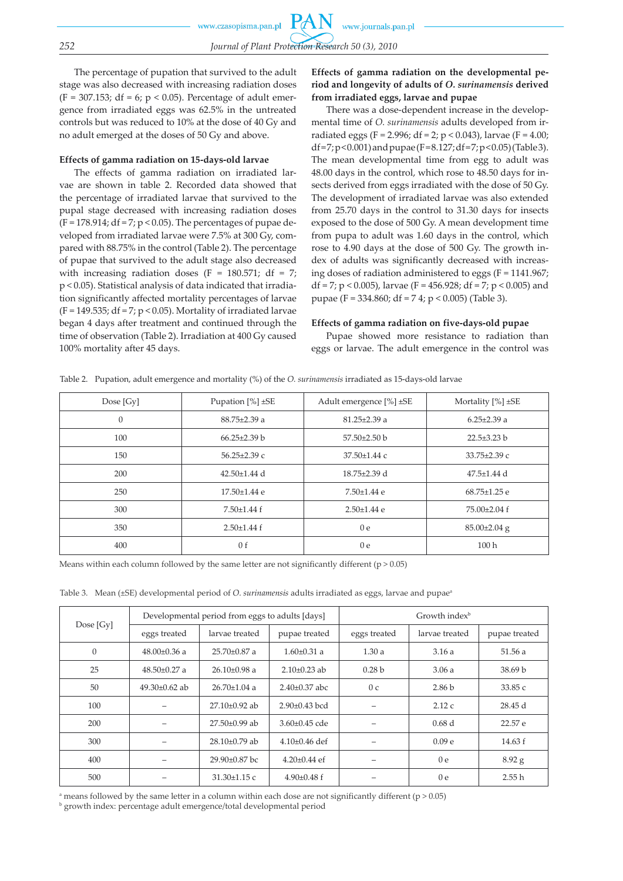The percentage of pupation that survived to the adult stage was also decreased with increasing radiation doses ($F = 307.153$; $df = 6$; $p < 0.05$). Percentage of adult emergence from irradiated eggs was 62.5% in the untreated controls but was reduced to 10% at the dose of 40 Gy and no adult emerged at the doses of 50 Gy and above.

#### Effects of gamma radiation on 15-days-old larvae

The effects of gamma radiation on irradiated larvae are shown in table 2. Recorded data showed that the percentage of irradiated larvae that survived to the pupal stage decreased with increasing radiation doses ($F = 178.914$; $df = 7$; $p < 0.05$). The percentages of pupae developed from irradiated larvae were 7.5% at 300 Gy, compared with 88.75% in the control (Table 2). The percentage of pupae that survived to the adult stage also decreased with increasing radiation doses ($F = 180.571$; $df = 7$; $p < 0.05$). Statistical analysis of data indicated that irradiation significantly affected mortality percentages of larvae ($F = 149.535$; $df = 7$; $p < 0.05$). Mortality of irradiated larvae began 4 days after treatment and continued through the time of observation (Table 2). Irradiation at 400 Gy caused 100% mortality after 45 days.

#### Effects of gamma radiation on the developmental period and longevity of adults of *O. surinamensis* derived from irradiated eggs, larvae and pupae

There was a dose-dependent increase in the developmental time of *O. surinamensis* adults developed from irradiated eggs ($F = 2.996$; $df = 2$; $p < 0.043$), larvae ($F = 4.00$; $df = 7$; $p < 0.001$) and pupae ($F = 8.127$; $df = 7$; $p < 0.05$) (Table 3). The mean developmental time from egg to adult was 48.00 days in the control, which rose to 48.50 days for insects derived from eggs irradiated with the dose of 50 Gy. The development of irradiated larvae was also extended from 25.70 days in the control to 31.30 days for insects exposed to the dose of 500 Gy. A mean development time from pupa to adult was 1.60 days in the control, which rose to 4.90 days at the dose of 500 Gy. The growth index of adults was significantly decreased with increasing doses of radiation administered to eggs ($F = 1141.967$; $df = 7$; $p < 0.005$), larvae ($F = 456.928$; $df = 7$; $p < 0.005$) and pupae ($F = 334.860$; $df = 7\ 4$; $p < 0.005$) (Table 3).

#### Effects of gamma radiation on five-days-old pupae

Pupae showed more resistance to radiation than eggs or larvae. The adult emergence in the control was

Table 2. Pupation, adult emergence and mortality (%) of the *O. surinamensis* irradiated as 15-days-old larvae

| Dose [Gy] | Pupation [%] ±SE | Adult emergence [%] ±SE | Mortality [%] ±SE |
|---|---|---|---|
| 0 | 88.75±2.39 a | 81.25±2.39 a | 6.25±2.39 a |
| 100 | 66.25±2.39 b | 57.50±2.50 b | 22.5±3.23 b |
| 150 | 56.25±2.39 c | 37.50±1.44 c | 33.75±2.39 c |
| 200 | 42.50±1.44 d | 18.75±2.39 d | 47.5±1.44 d |
| 250 | 17.50±1.44 e | 7.50±1.44 e | 68.75±1.25 e |
| 300 | 7.50±1.44 f | 2.50±1.44 e | 75.00±2.04 f |
| 350 | 2.50±1.44 f | 0 e | 85.00±2.04 g |
| 400 | 0 f | 0 e | 100 h |

Means within each column followed by the same letter are not significantly different ($p > 0.05$)

Table 3. Mean (±SE) developmental period of *O. surinamensis* adults irradiated as eggs, larvae and pupae[a]

| Dose [Gy] | Developmental period from eggs to adults [days] | | | Growth index[b] | | |
|---|---|---|---|---|---|---|
| | eggs treated | larvae treated | pupae treated | eggs treated | larvae treated | pupae treated |
| 0 | 48.00±0.36 a | 25.70±0.87 a | 1.60±0.31 a | 1.30 a | 3.16 a | 51.56 a |
| 25 | 48.50±0.27 a | 26.10±0.98 a | 2.10±0.23 ab | 0.28 b | 3.06 a | 38.69 b |
| 50 | 49.30±0.62 ab | 26.70±1.04 a | 2.40±0.37 abc | 0 c | 2.86 b | 33.85 c |
| 100 | – | 27.10±0.92 ab | 2.90±0.43 bcd | – | 2.12 c | 28.45 d |
| 200 | – | 27.50±0.99 ab | 3.60±0.45 cde | – | 0.68 d | 22.57 e |
| 300 | – | 28.10±0.79 ab | 4.10±0.46 def | – | 0.09 e | 14.63 f |
| 400 | – | 29.90±0.87 bc | 4.20±0.44 ef | – | 0 e | 8.92 g |
| 500 | – | 31.30±1.15 c | 4.90±0.48 f | – | 0 e | 2.55 h |

[a] means followed by the same letter in a column within each dose are not significantly different ($p > 0.05$)
[b] growth index: percentage adult emergence/total developmental period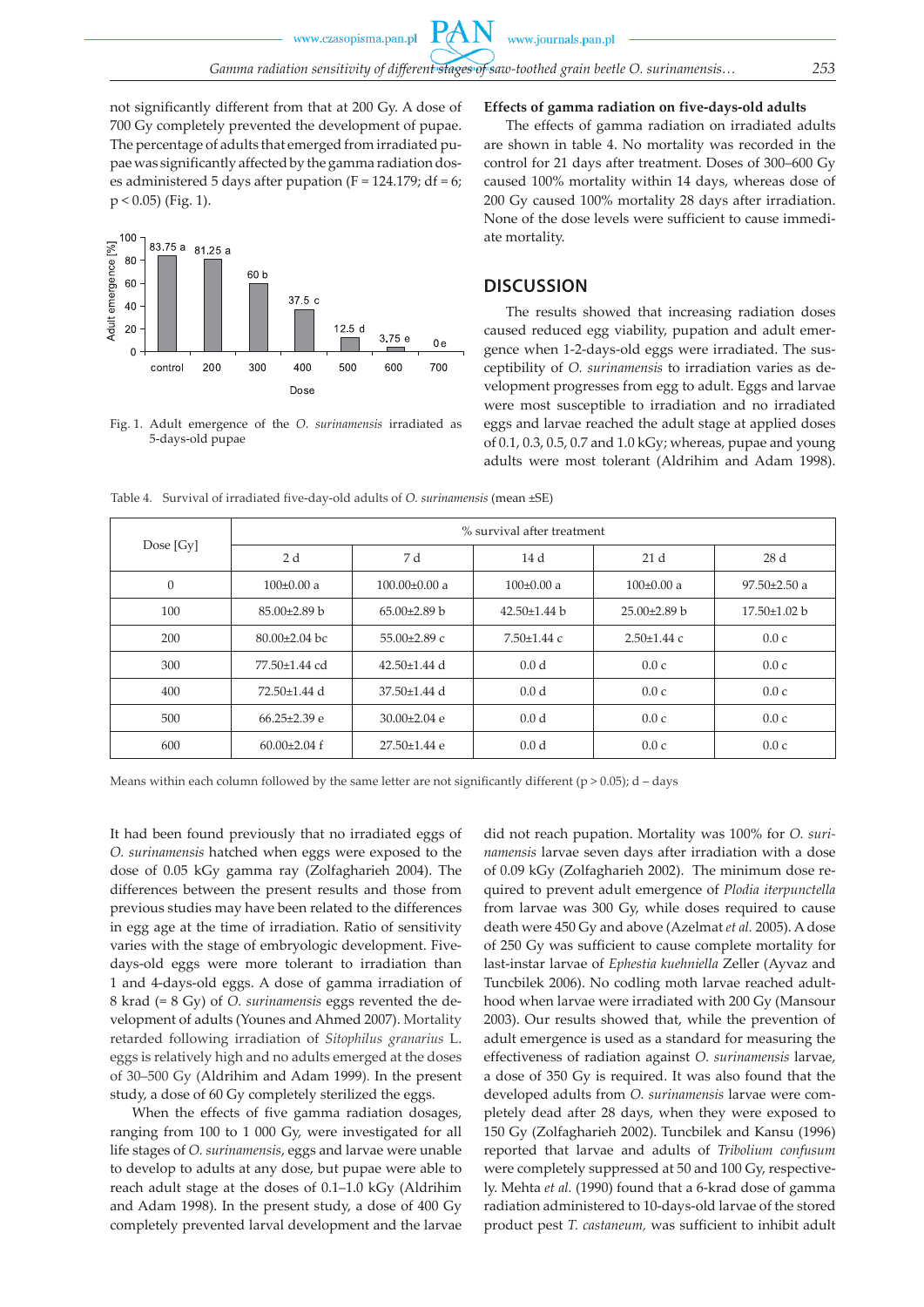not significantly different from that at 200 Gy. A dose of 700 Gy completely prevented the development of pupae. The percentage of adults that emerged from irradiated pupae was significantly affected by the gamma radiation doses administered 5 days after pupation (F = 124.179; df = 6; $p < 0.05$) (Fig. 1).

| Dose | control | 200 | 300 | 400 | 500 | 600 | 700 |
|---|---|---|---|---|---|---|---|
| Adult emergence [%] | 83.75 a | 81.25 a | 60 b | 37.5 c | 12.5 d | 3.75 e | 0 e |

Fig. 1. Adult emergence of the *O. surinamensis* irradiated as 5-days-old pupae

### Effects of gamma radiation on five-days-old adults

The effects of gamma radiation on irradiated adults are shown in table 4. No mortality was recorded in the control for 21 days after treatment. Doses of 300–600 Gy caused 100% mortality within 14 days, whereas dose of 200 Gy caused 100% mortality 28 days after irradiation. None of the dose levels were sufficient to cause immediate mortality.

## DISCUSSION

The results showed that increasing radiation doses caused reduced egg viability, pupation and adult emergence when 1-2-days-old eggs were irradiated. The susceptibility of *O. surinamensis* to irradiation varies as development progresses from egg to adult. Eggs and larvae were most susceptible to irradiation and no irradiated eggs and larvae reached the adult stage at applied doses of 0.1, 0.3, 0.5, 0.7 and 1.0 kGy; whereas, pupae and young adults were most tolerant (Aldrihim and Adam 1998).

Table 4. Survival of irradiated five-day-old adults of *O. surinamensis* (mean ±SE)

| Dose [Gy] | % survival after treatment | | | | |
|---|---|---|---|---|---|
| | 2 d | 7 d | 14 d | 21 d | 28 d |
| 0 | 100±0.00 a | 100.00±0.00 a | 100±0.00 a | 100±0.00 a | 97.50±2.50 a |
| 100 | 85.00±2.89 b | 65.00±2.89 b | 42.50±1.44 b | 25.00±2.89 b | 17.50±1.02 b |
| 200 | 80.00±2.04 bc | 55.00±2.89 c | 7.50±1.44 c | 2.50±1.44 c | 0.0 c |
| 300 | 77.50±1.44 cd | 42.50±1.44 d | 0.0 d | 0.0 c | 0.0 c |
| 400 | 72.50±1.44 d | 37.50±1.44 d | 0.0 d | 0.0 c | 0.0 c |
| 500 | 66.25±2.39 e | 30.00±2.04 e | 0.0 d | 0.0 c | 0.0 c |
| 600 | 60.00±2.04 f | 27.50±1.44 e | 0.0 d | 0.0 c | 0.0 c |

Means within each column followed by the same letter are not significantly different ($p > 0.05$); d – days

It had been found previously that no irradiated eggs of *O. surinamensis* hatched when eggs were exposed to the dose of 0.05 kGy gamma ray (Zolfagharieh 2004). The differences between the present results and those from previous studies may have been related to the differences in egg age at the time of irradiation. Ratio of sensitivity varies with the stage of embryologic development. Five-days-old eggs were more tolerant to irradiation than 1 and 4-days-old eggs. A dose of gamma irradiation of 8 krad (= 8 Gy) of *O. surinamensis* eggs revented the development of adults (Younes and Ahmed 2007). Mortality retarded following irradiation of *Sitophilus granarius* L. eggs is relatively high and no adults emerged at the doses of 30–500 Gy (Aldrihim and Adam 1999). In the present study, a dose of 60 Gy completely sterilized the eggs.

When the effects of five gamma radiation dosages, ranging from 100 to 1 000 Gy, were investigated for all life stages of *O. surinamensis*, eggs and larvae were unable to develop to adults at any dose, but pupae were able to reach adult stage at the doses of 0.1–1.0 kGy (Aldrihim and Adam 1998). In the present study, a dose of 400 Gy completely prevented larval development and the larvae did not reach pupation. Mortality was 100% for *O. surinamensis* larvae seven days after irradiation with a dose of 0.09 kGy (Zolfagharieh 2002). The minimum dose required to prevent adult emergence of *Plodia iterpunctella* from larvae was 300 Gy, while doses required to cause death were 450 Gy and above (Azelmat *et al.* 2005). A dose of 250 Gy was sufficient to cause complete mortality for last-instar larvae of *Ephestia kuehniella* Zeller (Ayvaz and Tuncbilek 2006). No codling moth larvae reached adulthood when larvae were irradiated with 200 Gy (Mansour 2003). Our results showed that, while the prevention of adult emergence is used as a standard for measuring the effectiveness of radiation against *O. surinamensis* larvae, a dose of 350 Gy is required. It was also found that the developed adults from *O. surinamensis* larvae were completely dead after 28 days, when they were exposed to 150 Gy (Zolfagharieh 2002). Tuncbilek and Kansu (1996) reported that larvae and adults of *Tribolium confusum* were completely suppressed at 50 and 100 Gy, respectively. Mehta *et al.* (1990) found that a 6-krad dose of gamma radiation administered to 10-days-old larvae of the stored product pest *T. castaneum,* was sufficient to inhibit adult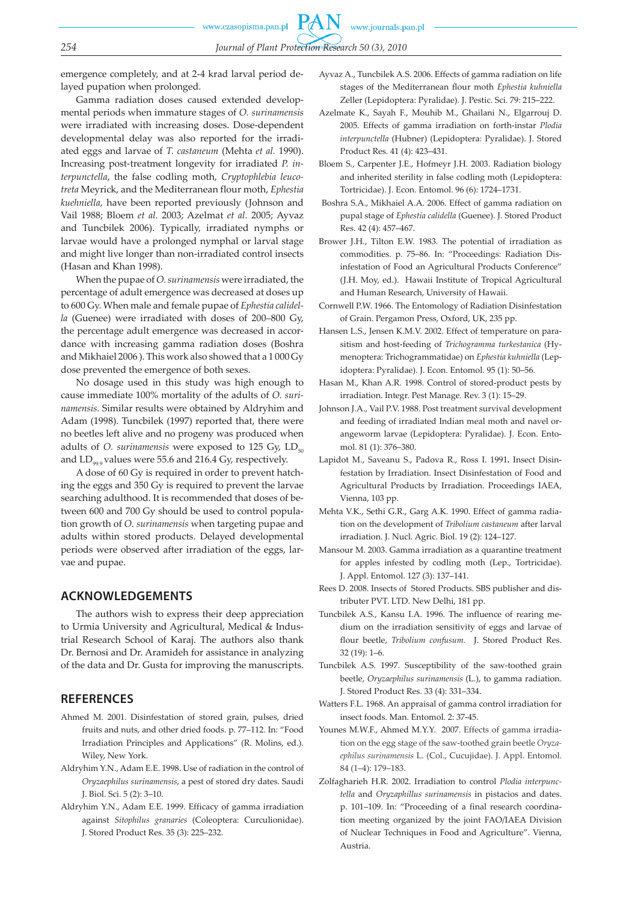emergence completely, and at 2-4 krad larval period delayed pupation when prolonged.

Gamma radiation doses caused extended developmental periods when immature stages of *O. surinamensis* were irradiated with increasing doses. Dose-dependent developmental delay was also reported for the irradiated eggs and larvae of *T. castaneum* (Mehta *et al.* 1990). Increasing post-treatment longevity for irradiated *P. interpunctella*, the false codling moth, *Cryptophlebia leucotreta* Meyrick, and the Mediterranean flour moth, *Ephestia kuehniella*, have been reported previously (Johnson and Vail 1988; Bloem *et al.* 2003; Azelmat *et al.* 2005; Ayvaz and Tuncbilek 2006). Typically, irradiated nymphs or larvae would have a prolonged nymphal or larval stage and might live longer than non-irradiated control insects (Hasan and Khan 1998).

When the pupae of *O. surinamensis* were irradiated, the percentage of adult emergence was decreased at doses up to 600 Gy. When male and female pupae of *Ephestia calidella* (Guenee) were irradiated with doses of 200–800 Gy, the percentage adult emergence was decreased in accordance with increasing gamma radiation doses (Boshra and Mikhaiel 2006 ). This work also showed that a 1 000 Gy dose prevented the emergence of both sexes.

No dosage used in this study was high enough to cause immediate 100% mortality of the adults of *O. surinamensis.* Similar results were obtained by Aldryhim and Adam (1998). Tuncbilek (1997) reported that, there were no beetles left alive and no progeny was produced when adults of *O. surinamensis* were exposed to 125 Gy, $LD_{50}$ and $LD_{99.9}$ values were 55.6 and 216.4 Gy, respectively.

A dose of 60 Gy is required in order to prevent hatching the eggs and 350 Gy is required to prevent the larvae searching adulthood. It is recommended that doses of between 600 and 700 Gy should be used to control population growth of *O. surinamensis* when targeting pupae and adults within stored products. Delayed developmental periods were observed after irradiation of the eggs, larvae and pupae.

## ACKNOWLEDGEMENTS

The authors wish to express their deep appreciation to Urmia University and Agricultural, Medical & Industrial Research School of Karaj. The authors also thank Dr. Bernosi and Dr. Aramideh for assistance in analyzing of the data and Dr. Gusta for improving the manuscripts.

## REFERENCES

Ahmed M. 2001. Disinfestation of stored grain, pulses, dried fruits and nuts, and other dried foods. p. 77–112. In: "Food Irradiation Principles and Applications" (R. Molins, ed.). Wiley, New York.

Aldryhim Y.N., Adam E.E. 1998. Use of radiation in the control of *Oryzaephilus surinamensis*, a pest of stored dry dates. Saudi J. Biol. Sci. 5 (2): 3–10.

Aldryhim Y.N., Adam E.E. 1999. Efficacy of gamma irradiation against *Sitophilus granaries* (Coleoptera: Curculionidae). J. Stored Product Res. 35 (3): 225–232.

Ayvaz A., Tuncbilek A.S. 2006. Effects of gamma radiation on life stages of the Mediterranean flour moth *Ephestia kuhniella* Zeller (Lepidoptera: Pyralidae). J. Pestic. Sci. 79: 215–222.

Azelmate K., Sayah F., Mouhib M., Ghailani N., Elgarrouj D. 2005. Effects of gamma irradiation on forth-instar *Plodia interpunctella* (Hubner) (Lepidoptera: Pyralidae). J. Stored Product Res. 41 (4): 423–431.

Bloem S., Carpenter J.E., Hofmeyr J.H. 2003. Radiation biology and inherited sterility in false codling moth (Lepidoptera: Tortricidae). J. Econ. Entomol. 96 (6): 1724–1731.

Boshra S.A., Mikhaiel A.A. 2006. Effect of gamma radiation on pupal stage of *Ephestia calidella* (Guenee). J. Stored Product Res. 42 (4): 457–467.

Brower J.H., Tilton E.W. 1983. The potential of irradiation as commodities. p. 75–86. In: "Proceedings: Radiation Disinfestation of Food an Agricultural Products Conference" (J.H. Moy, ed.). Hawaii Institute of Tropical Agricultural and Human Research, University of Hawaii.

Cornwell P.W. 1966. The Entomology of Radiation Disinfestation of Grain. Pergamon Press, Oxford, UK, 235 pp.

Hansen L.S., Jensen K.M.V. 2002. Effect of temperature on parasitism and host-feeding of *Trichogramma turkestanica* (Hymenoptera: Trichogrammatidae) on *Ephestia kuhniella* (Lepidoptera: Pyralidae). J. Econ. Entomol. 95 (1): 50–56.

Hasan M., Khan A.R. 1998. Control of stored-product pests by irradiation. Integr. Pest Manage. Rev. 3 (1): 15–29.

Johnson J.A., Vail P.V. 1988. Post treatment survival development and feeding of irradiated Indian meal moth and navel orangeworm larvae (Lepidoptera: Pyralidae). J. Econ. Entomol. 81 (1): 376–380.

Lapidot M., Saveanu S., Padova R., Ross I. 1991**.** Insect Disinfestation by Irradiation. Insect Disinfestation of Food and Agricultural Products by Irradiation. Proceedings IAEA, Vienna, 103 pp.

Mehta V.K., Sethi G.R., Garg A.K. 1990. Effect of gamma radiation on the development of *Tribolium castaneum* after larval irradiation. J. Nucl. Agric. Biol. 19 (2): 124–127.

Mansour M. 2003. Gamma irradiation as a quarantine treatment for apples infested by codling moth (Lep., Tortricidae). J. Appl. Entomol. 127 (3): 137–141.

Rees D. 2008. Insects of Stored Products. SBS publisher and distributer PVT. LTD. New Delhi, 181 pp.

Tuncbilek A.S., Kansu I.A. 1996. The influence of rearing medium on the irradiation sensitivity of eggs and larvae of flour beetle, *Tribolium confusum.* J. Stored Product Res. 32 (19): 1–6.

Tuncbilek A.S. 1997. Susceptibility of the saw-toothed grain beetle, *Oryzaephilus surinamensis* (L.), to gamma radiation. J. Stored Product Res. 33 (4): 331–334.

Watters F.L. 1968. An appraisal of gamma control irradiation for insect foods. Man. Entomol. 2: 37-45.

Younes M.W.F., Ahmed M.Y.Y. 2007. Effects of gamma irradiation on the egg stage of the saw-toothed grain beetle *Oryzaephilus surinamensis* L. (Col., Cucujidae). J. Appl. Entomol. 84 (1–4): 179–183.

Zolfagharieh H.R. 2002. Irradiation to control *Plodia interpunctella* and *Oryzaphillus surinamensis* in pistacios and dates. p. 101–109. In: "Proceeding of a final research coordination meeting organized by the joint FAO/IAEA Division of Nuclear Techniques in Food and Agriculture". Vienna, Austria.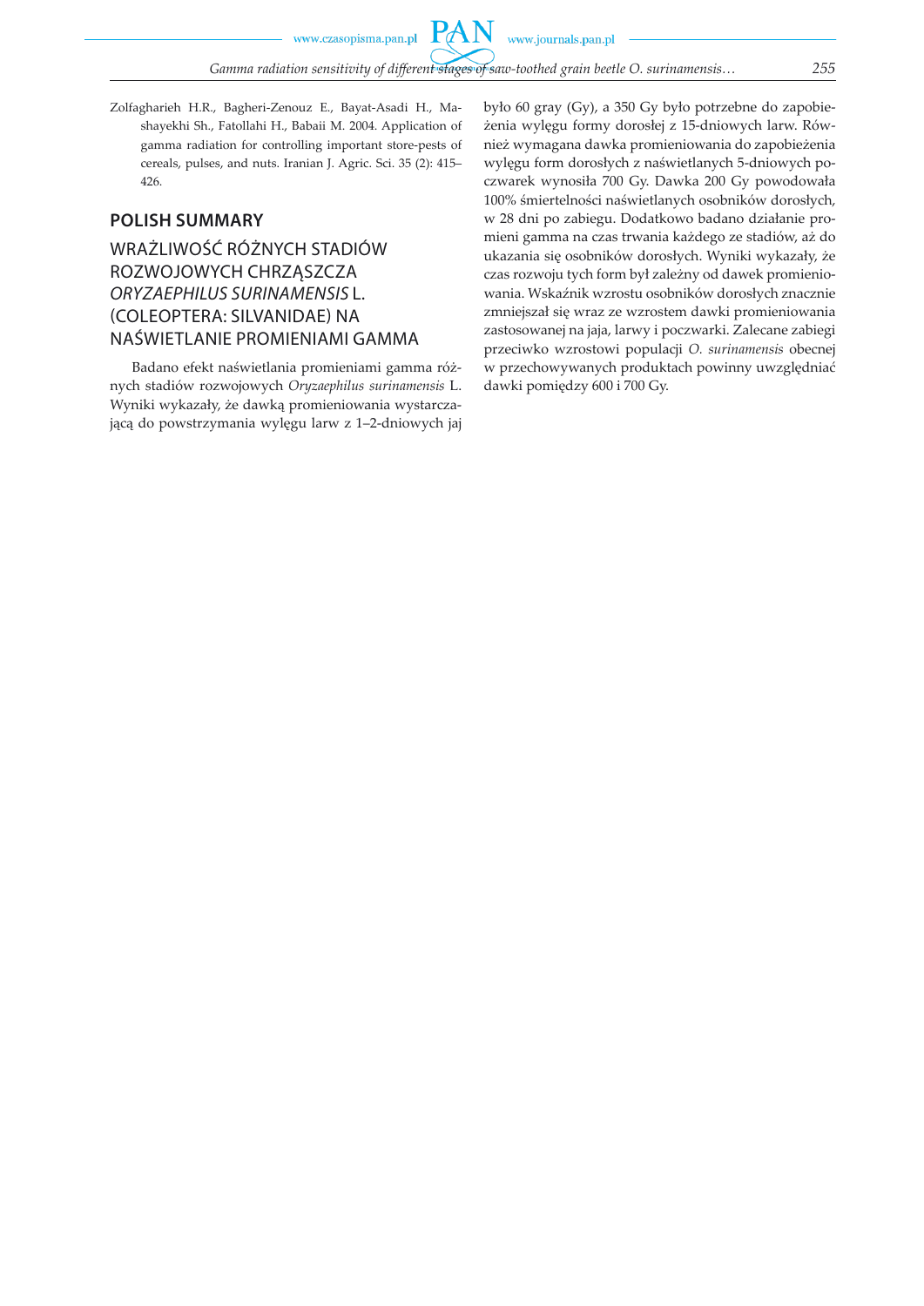Zolfagharieh H.R., Bagheri-Zenouz E., Bayat-Asadi H., Mashayekhi Sh., Fatollahi H., Babaii M. 2004. Application of gamma radiation for controlling important store-pests of cereals, pulses, and nuts. Iranian J. Agric. Sci. 35 (2): 415–426.

## POLISH SUMMARY

## WRAŻLIWOŚĆ RÓŻNYCH STADIÓW ROZWOJOWYCH CHRZĄSZCZA *ORYZAEPHILUS SURINAMENSIS* L. (COLEOPTERA: SILVANIDAE) NA NAŚWIETLANIE PROMIENIAMI GAMMA

Badano efekt naświetlania promieniami gamma różnych stadiów rozwojowych *Oryzaephilus surinamensis* L. Wyniki wykazały, że dawką promieniowania wystarczającą do powstrzymania wylęgu larw z 1–2-dniowych jaj było 60 gray (Gy), a 350 Gy było potrzebne do zapobieżenia wylęgu formy dorosłej z 15-dniowych larw. Również wymagana dawka promieniowania do zapobieżenia wylęgu form dorosłych z naświetlanych 5-dniowych poczwarek wynosiła 700 Gy. Dawka 200 Gy powodowała 100% śmiertelności naświetlanych osobników dorosłych, w 28 dni po zabiegu. Dodatkowo badano działanie promieni gamma na czas trwania każdego ze stadiów, aż do ukazania się osobników dorosłych. Wyniki wykazały, że czas rozwoju tych form był zależny od dawek promieniowania. Wskaźnik wzrostu osobników dorosłych znacznie zmniejszał się wraz ze wzrostem dawki promieniowania zastosowanej na jaja, larwy i poczwarki. Zalecane zabiegi przeciwko wzrostowi populacji *O. surinamensis* obecnej w przechowywanych produktach powinny uwzględniać dawki pomiędzy 600 i 700 Gy.